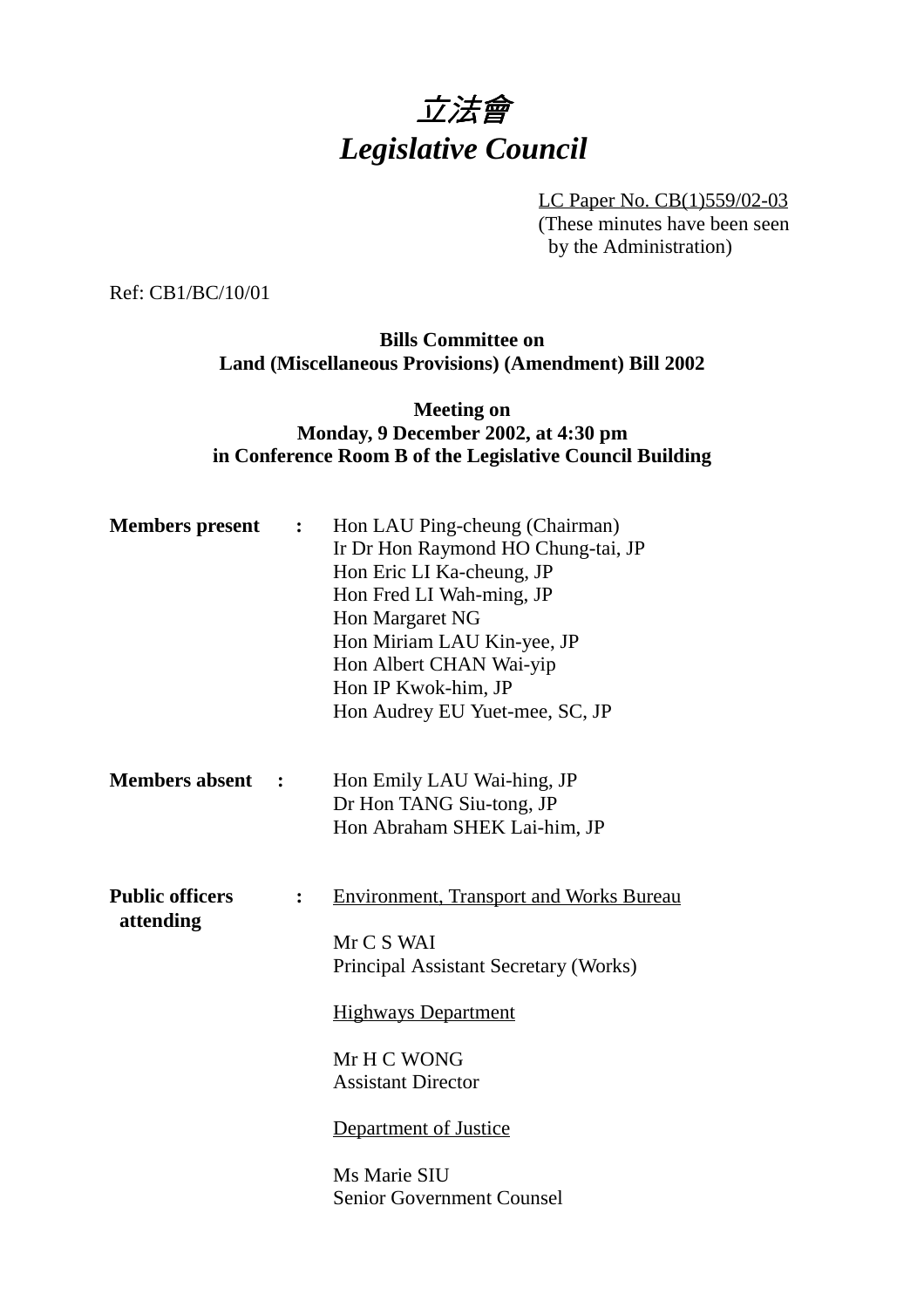# *立法會*
# *Legislative Council*

LC Paper No. CB(1)559/02-03
(These minutes have been seen by the Administration)

Ref: CB1/BC/10/01

**Bills Committee on**
**Land (Miscellaneous Provisions) (Amendment) Bill 2002**

**Meeting on**
**Monday, 9 December 2002, at 4:30 pm**
**in Conference Room B of the Legislative Council Building**

**Members present :**
Hon LAU Ping-cheung (Chairman)
Ir Dr Hon Raymond HO Chung-tai, JP
Hon Eric LI Ka-cheung, JP
Hon Fred LI Wah-ming, JP
Hon Margaret NG
Hon Miriam LAU Kin-yee, JP
Hon Albert CHAN Wai-yip
Hon IP Kwok-him, JP
Hon Audrey EU Yuet-mee, SC, JP

**Members absent :**
Hon Emily LAU Wai-hing, JP
Dr Hon TANG Siu-tong, JP
Hon Abraham SHEK Lai-him, JP

**Public officers attending :**

Environment, Transport and Works Bureau

Mr C S WAI
Principal Assistant Secretary (Works)

Highways Department

Mr H C WONG
Assistant Director

Department of Justice

Ms Marie SIU
Senior Government Counsel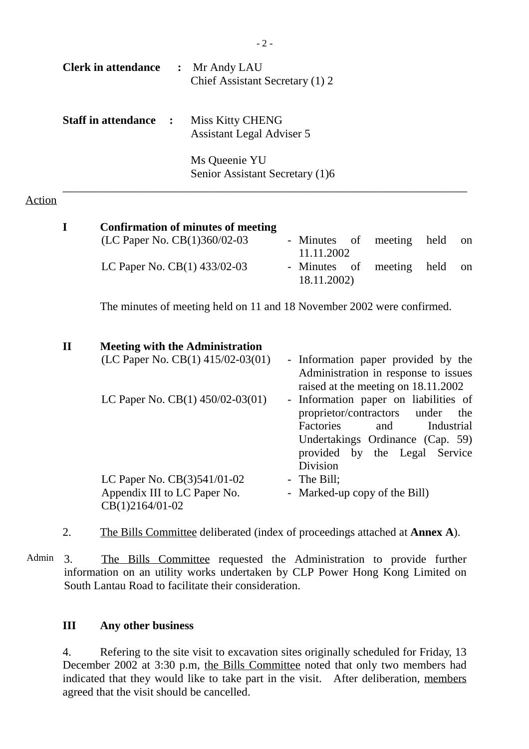**Clerk in attendance** : Mr Andy LAU
Chief Assistant Secretary (1) 2

**Staff in attendance** : Miss Kitty CHENG
Assistant Legal Adviser 5

Ms Queenie YU
Senior Assistant Secretary (1)6

---

Action

**I Confirmation of minutes of meeting**

(LC Paper No. CB(1)360/02-03 - Minutes of meeting held on 11.11.2002

LC Paper No. CB(1) 433/02-03 - Minutes of meeting held on 18.11.2002)

The minutes of meeting held on 11 and 18 November 2002 were confirmed.

**II Meeting with the Administration**

(LC Paper No. CB(1) 415/02-03(01) - Information paper provided by the Administration in response to issues raised at the meeting on 18.11.2002

LC Paper No. CB(1) 450/02-03(01) - Information paper on liabilities of proprietor/contractors under the Factories and Industrial Undertakings Ordinance (Cap. 59) provided by the Legal Service Division

LC Paper No. CB(3)541/01-02 - The Bill;

Appendix III to LC Paper No. CB(1)2164/01-02 - Marked-up copy of the Bill)

2. The Bills Committee deliberated (index of proceedings attached at **Annex A**).

Admin 3. The Bills Committee requested the Administration to provide further information on an utility works undertaken by CLP Power Hong Kong Limited on South Lantau Road to facilitate their consideration.

**III Any other business**

4. Refering to the site visit to excavation sites originally scheduled for Friday, 13 December 2002 at 3:30 p.m, the Bills Committee noted that only two members had indicated that they would like to take part in the visit. After deliberation, members agreed that the visit should be cancelled.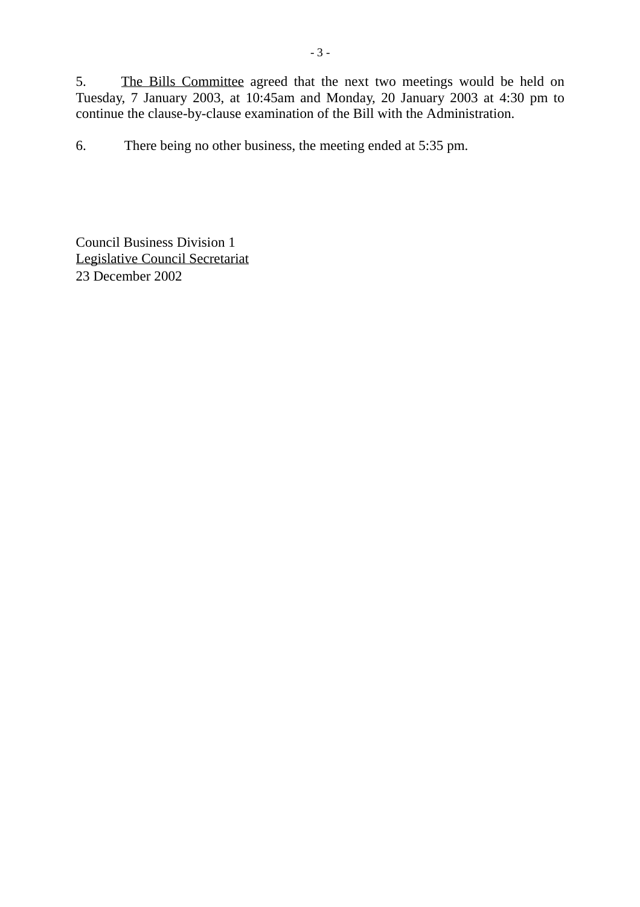5. The Bills Committee agreed that the next two meetings would be held on Tuesday, 7 January 2003, at 10:45am and Monday, 20 January 2003 at 4:30 pm to continue the clause-by-clause examination of the Bill with the Administration.

6. There being no other business, the meeting ended at 5:35 pm.

Council Business Division 1
Legislative Council Secretariat
23 December 2002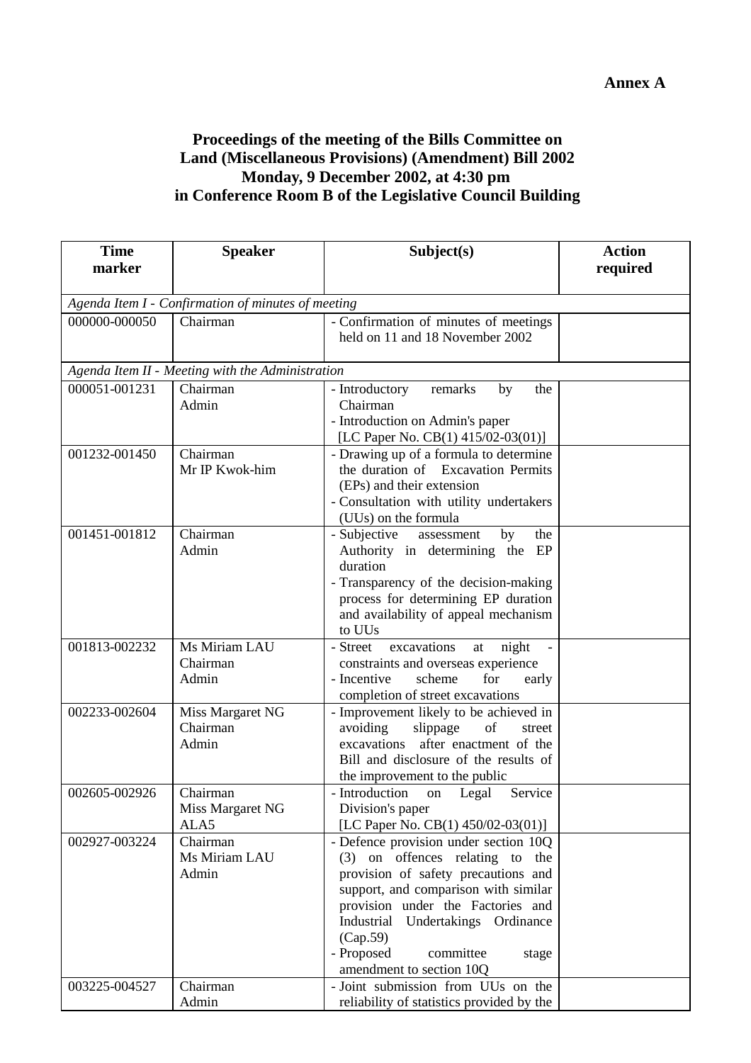**Annex A**

# Proceedings of the meeting of the Bills Committee on Land (Miscellaneous Provisions) (Amendment) Bill 2002 Monday, 9 December 2002, at 4:30 pm in Conference Room B of the Legislative Council Building

| Time marker | Speaker | Subject(s) | Action required |
|---|---|---|---|
| *Agenda Item I - Confirmation of minutes of meeting* | | | |
| 000000-000050 | Chairman | - Confirmation of minutes of meetings held on 11 and 18 November 2002 | |
| *Agenda Item II - Meeting with the Administration* | | | |
| 000051-001231 | Chairman<br>Admin | - Introductory remarks by the Chairman<br>- Introduction on Admin's paper [LC Paper No. CB(1) 415/02-03(01)] | |
| 001232-001450 | Chairman<br>Mr IP Kwok-him | - Drawing up of a formula to determine the duration of Excavation Permits (EPs) and their extension<br>- Consultation with utility undertakers (UUs) on the formula | |
| 001451-001812 | Chairman<br>Admin | - Subjective assessment by the Authority in determining the EP duration<br>- Transparency of the decision-making process for determining EP duration and availability of appeal mechanism to UUs | |
| 001813-002232 | Ms Miriam LAU<br>Chairman<br>Admin | - Street excavations at night - constraints and overseas experience<br>- Incentive scheme for early completion of street excavations | |
| 002233-002604 | Miss Margaret NG<br>Chairman<br>Admin | - Improvement likely to be achieved in avoiding slippage of street excavations after enactment of the Bill and disclosure of the results of the improvement to the public | |
| 002605-002926 | Chairman<br>Miss Margaret NG<br>ALA5 | - Introduction on Legal Service Division's paper [LC Paper No. CB(1) 450/02-03(01)] | |
| 002927-003224 | Chairman<br>Ms Miriam LAU<br>Admin | - Defence provision under section 10Q (3) on offences relating to the provision of safety precautions and support, and comparison with similar provision under the Factories and Industrial Undertakings Ordinance (Cap.59)<br>- Proposed committee stage amendment to section 10Q | |
| 003225-004527 | Chairman<br>Admin | - Joint submission from UUs on the reliability of statistics provided by the | |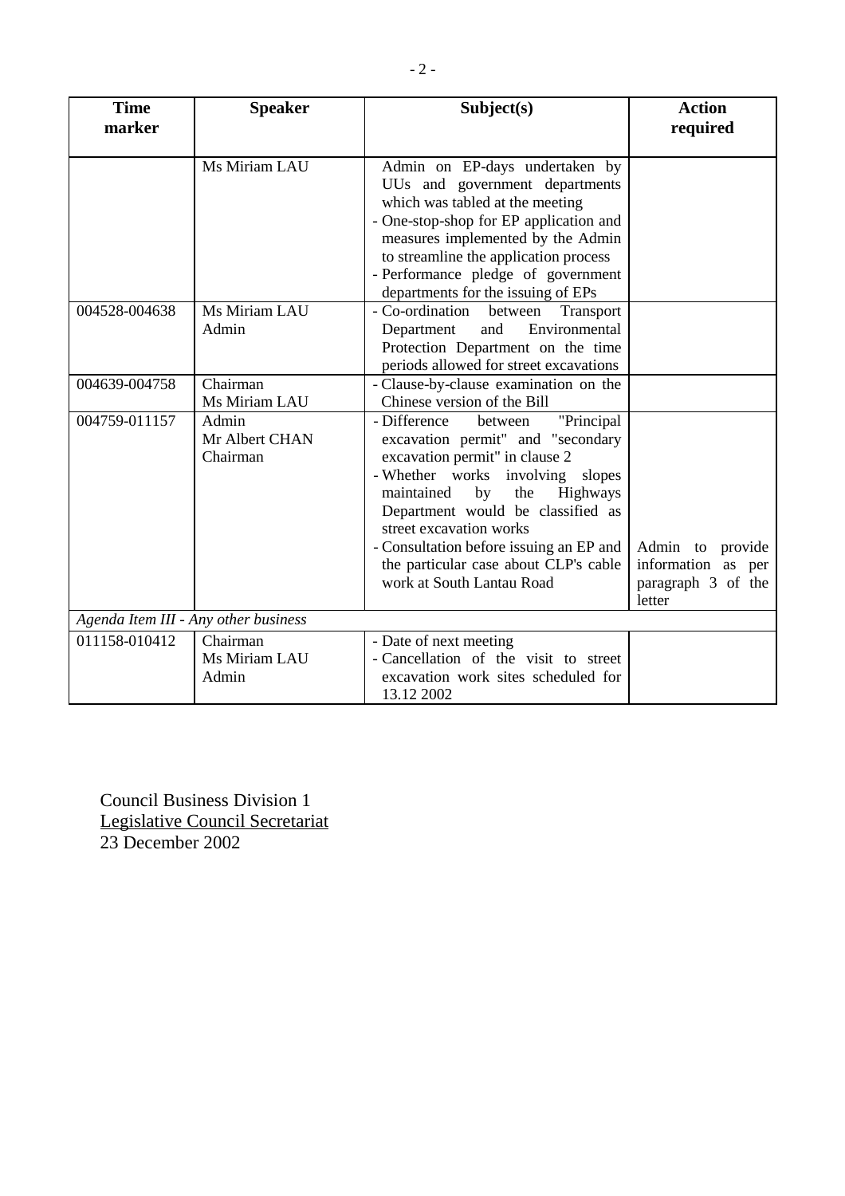| Time marker | Speaker | Subject(s) | Action required |
|---|---|---|---|
| | Ms Miriam LAU | Admin on EP-days undertaken by UUs and government departments which was tabled at the meeting<br>- One-stop-shop for EP application and measures implemented by the Admin to streamline the application process<br>- Performance pledge of government departments for the issuing of EPs | |
| 004528-004638 | Ms Miriam LAU<br>Admin | - Co-ordination between Transport Department and Environmental Protection Department on the time periods allowed for street excavations | |
| 004639-004758 | Chairman<br>Ms Miriam LAU | - Clause-by-clause examination on the Chinese version of the Bill | |
| 004759-011157 | Admin<br>Mr Albert CHAN<br>Chairman | - Difference between "Principal excavation permit" and "secondary excavation permit" in clause 2<br>- Whether works involving slopes maintained by the Highways Department would be classified as street excavation works<br>- Consultation before issuing an EP and the particular case about CLP's cable work at South Lantau Road | Admin to provide information as per paragraph 3 of the letter |
| *Agenda Item III - Any other business* | | | |
| 011158-010412 | Chairman<br>Ms Miriam LAU<br>Admin | - Date of next meeting<br>- Cancellation of the visit to street excavation work sites scheduled for 13.12 2002 | |

Council Business Division 1
Legislative Council Secretariat
23 December 2002